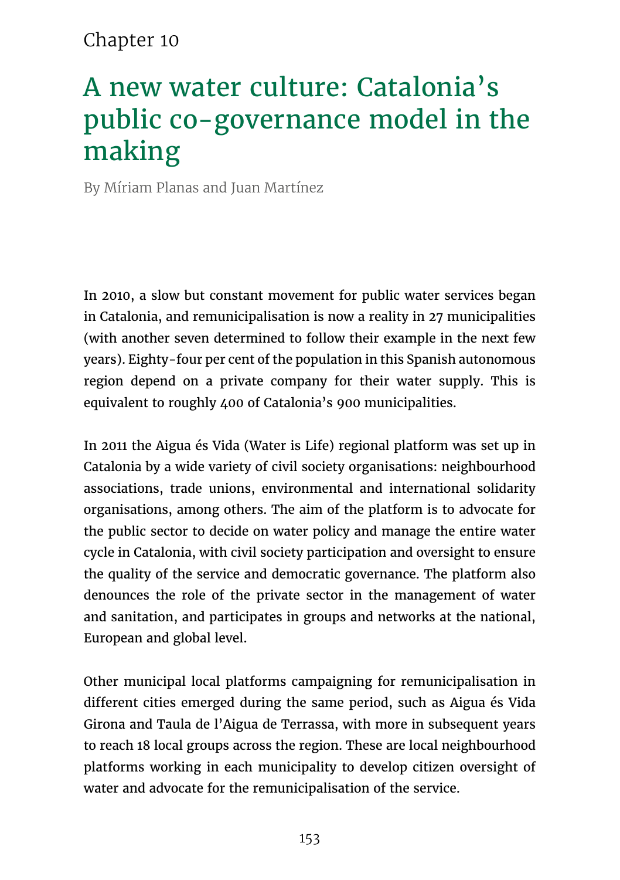Chapter 10

# A new water culture: Catalonia's public co-governance model in the making

By Míriam Planas and Juan Martínez

In 2010, a slow but constant movement for public water services began in Catalonia, and remunicipalisation is now a reality in 27 municipalities (with another seven determined to follow their example in the next few years). Eighty-four per cent of the population in this Spanish autonomous region depend on a private company for their water supply. This is equivalent to roughly 400 of Catalonia's 900 municipalities.

In 2011 the Aigua és Vida (Water is Life) regional platform was set up in Catalonia by a wide variety of civil society organisations: neighbourhood associations, trade unions, environmental and international solidarity organisations, among others. The aim of the platform is to advocate for the public sector to decide on water policy and manage the entire water cycle in Catalonia, with civil society participation and oversight to ensure the quality of the service and democratic governance. The platform also denounces the role of the private sector in the management of water and sanitation, and participates in groups and networks at the national, European and global level.

Other municipal local platforms campaigning for remunicipalisation in different cities emerged during the same period, such as Aigua és Vida Girona and Taula de l'Aigua de Terrassa, with more in subsequent years to reach 18 local groups across the region. These are local neighbourhood platforms working in each municipality to develop citizen oversight of water and advocate for the remunicipalisation of the service.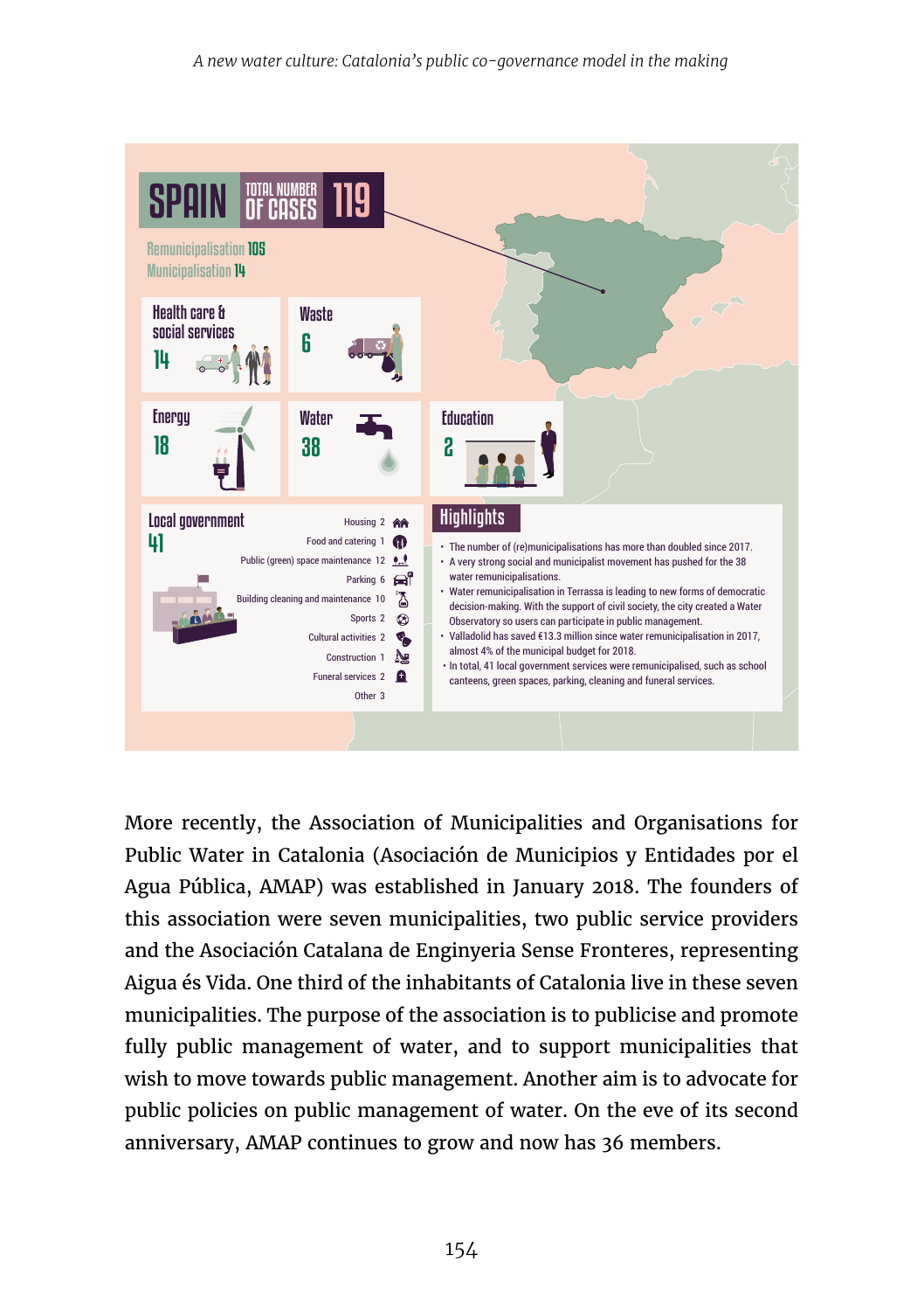# SPAIN

**TOTAL NUMBER OF CASES 119**

Remunicipalisation **105**
Municipalisation **14**

**Health care & social services** 14

**Waste** 6

**Energy** 18

**Water** 38

**Education** 2

**Local government** 41

- Housing 2
- Food and catering 1
- Public (green) space maintenance 12
- Parking 6
- Building cleaning and maintenance 10
- Sports 2
- Cultural activities 2
- Construction 1
- Funeral services 2
- Other 3

## Highlights

- The number of (re)municipalisations has more than doubled since 2017.
- A very strong social and municipalist movement has pushed for the 38 water remunicipalisations.
- Water remunicipalisation in Terrassa is leading to new forms of democratic decision-making. With the support of civil society, the city created a Water Observatory so users can participate in public management.
- Valladolid has saved €13.3 million since water remunicipalisation in 2017, almost 4% of the municipal budget for 2018.
- In total, 41 local government services were remunicipalised, such as school canteens, green spaces, parking, cleaning and funeral services.

More recently, the Association of Municipalities and Organisations for Public Water in Catalonia (Asociación de Municipios y Entidades por el Agua Pública, AMAP) was established in January 2018. The founders of this association were seven municipalities, two public service providers and the Asociación Catalana de Enginyeria Sense Fronteres, representing Aigua és Vida. One third of the inhabitants of Catalonia live in these seven municipalities. The purpose of the association is to publicise and promote fully public management of water, and to support municipalities that wish to move towards public management. Another aim is to advocate for public policies on public management of water. On the eve of its second anniversary, AMAP continues to grow and now has 36 members.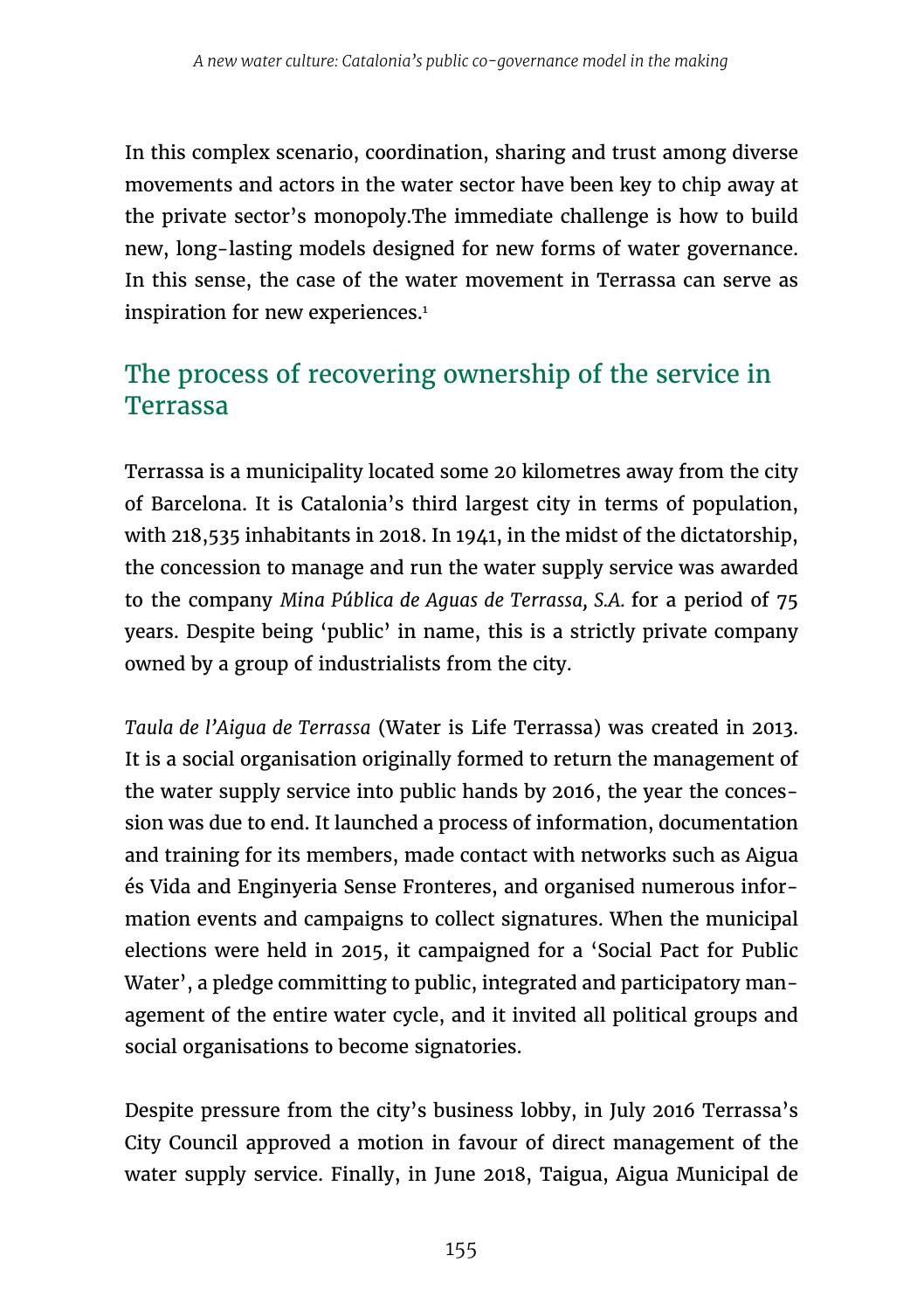In this complex scenario, coordination, sharing and trust among diverse movements and actors in the water sector have been key to chip away at the private sector's monopoly.The immediate challenge is how to build new, long-lasting models designed for new forms of water governance. In this sense, the case of the water movement in Terrassa can serve as inspiration for new experiences.[1]

## The process of recovering ownership of the service in Terrassa

Terrassa is a municipality located some 20 kilometres away from the city of Barcelona. It is Catalonia's third largest city in terms of population, with 218,535 inhabitants in 2018. In 1941, in the midst of the dictatorship, the concession to manage and run the water supply service was awarded to the company *Mina Pública de Aguas de Terrassa, S.A.* for a period of 75 years. Despite being 'public' in name, this is a strictly private company owned by a group of industrialists from the city.

*Taula de l'Aigua de Terrassa* (Water is Life Terrassa) was created in 2013. It is a social organisation originally formed to return the management of the water supply service into public hands by 2016, the year the concession was due to end. It launched a process of information, documentation and training for its members, made contact with networks such as Aigua és Vida and Enginyeria Sense Fronteres, and organised numerous information events and campaigns to collect signatures. When the municipal elections were held in 2015, it campaigned for a 'Social Pact for Public Water', a pledge committing to public, integrated and participatory management of the entire water cycle, and it invited all political groups and social organisations to become signatories.

Despite pressure from the city's business lobby, in July 2016 Terrassa's City Council approved a motion in favour of direct management of the water supply service. Finally, in June 2018, Taigua, Aigua Municipal de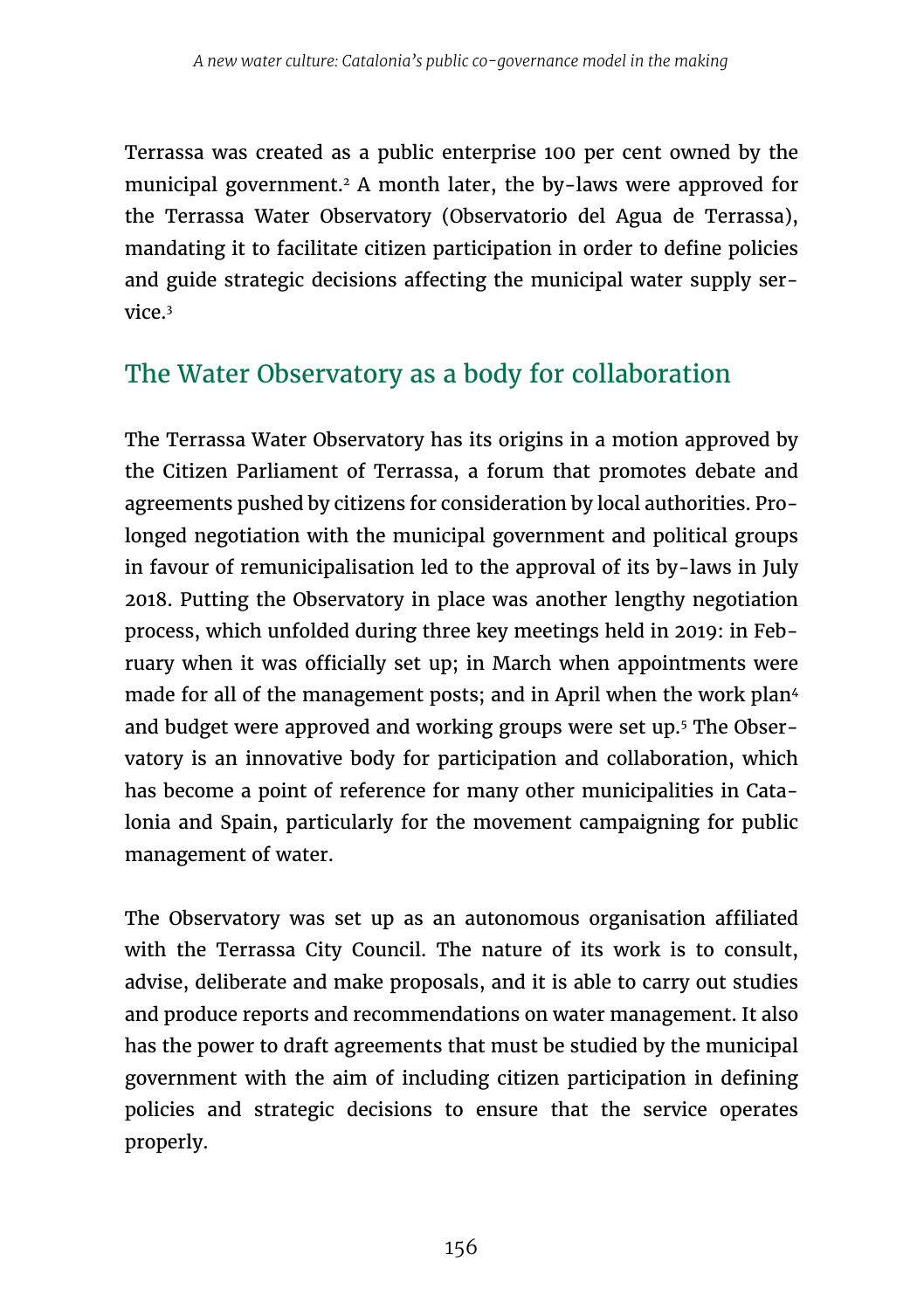Terrassa was created as a public enterprise 100 per cent owned by the municipal government.[2] A month later, the by-laws were approved for the Terrassa Water Observatory (Observatorio del Agua de Terrassa), mandating it to facilitate citizen participation in order to define policies and guide strategic decisions affecting the municipal water supply service.[3]

## The Water Observatory as a body for collaboration

The Terrassa Water Observatory has its origins in a motion approved by the Citizen Parliament of Terrassa, a forum that promotes debate and agreements pushed by citizens for consideration by local authorities. Prolonged negotiation with the municipal government and political groups in favour of remunicipalisation led to the approval of its by-laws in July 2018. Putting the Observatory in place was another lengthy negotiation process, which unfolded during three key meetings held in 2019: in February when it was officially set up; in March when appointments were made for all of the management posts; and in April when the work plan[4] and budget were approved and working groups were set up.[5] The Observatory is an innovative body for participation and collaboration, which has become a point of reference for many other municipalities in Catalonia and Spain, particularly for the movement campaigning for public management of water.

The Observatory was set up as an autonomous organisation affiliated with the Terrassa City Council. The nature of its work is to consult, advise, deliberate and make proposals, and it is able to carry out studies and produce reports and recommendations on water management. It also has the power to draft agreements that must be studied by the municipal government with the aim of including citizen participation in defining policies and strategic decisions to ensure that the service operates properly.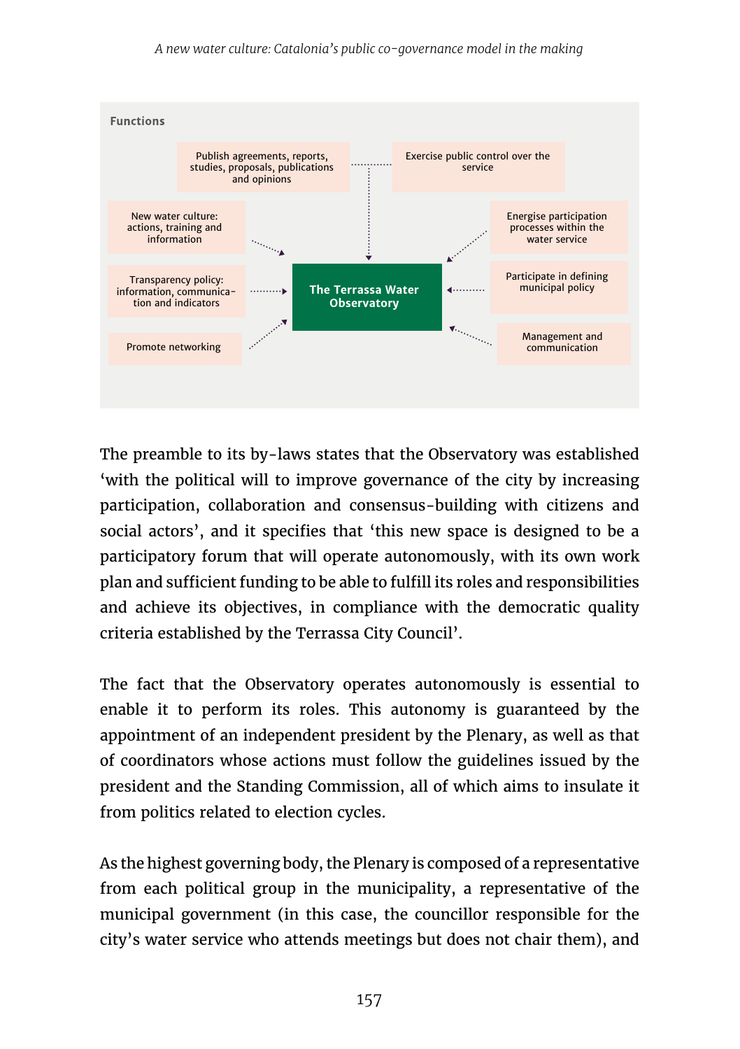**Functions**

- Publish agreements, reports, studies, proposals, publications and opinions
- Exercise public control over the service
- New water culture: actions, training and information
- Energise participation processes within the water service
- Transparency policy: information, communication and indicators
- Participate in defining municipal policy
- Promote networking
- Management and communication

**The Terrassa Water Observatory**

The preamble to its by-laws states that the Observatory was established 'with the political will to improve governance of the city by increasing participation, collaboration and consensus-building with citizens and social actors', and it specifies that 'this new space is designed to be a participatory forum that will operate autonomously, with its own work plan and sufficient funding to be able to fulfill its roles and responsibilities and achieve its objectives, in compliance with the democratic quality criteria established by the Terrassa City Council'.

The fact that the Observatory operates autonomously is essential to enable it to perform its roles. This autonomy is guaranteed by the appointment of an independent president by the Plenary, as well as that of coordinators whose actions must follow the guidelines issued by the president and the Standing Commission, all of which aims to insulate it from politics related to election cycles.

As the highest governing body, the Plenary is composed of a representative from each political group in the municipality, a representative of the municipal government (in this case, the councillor responsible for the city's water service who attends meetings but does not chair them), and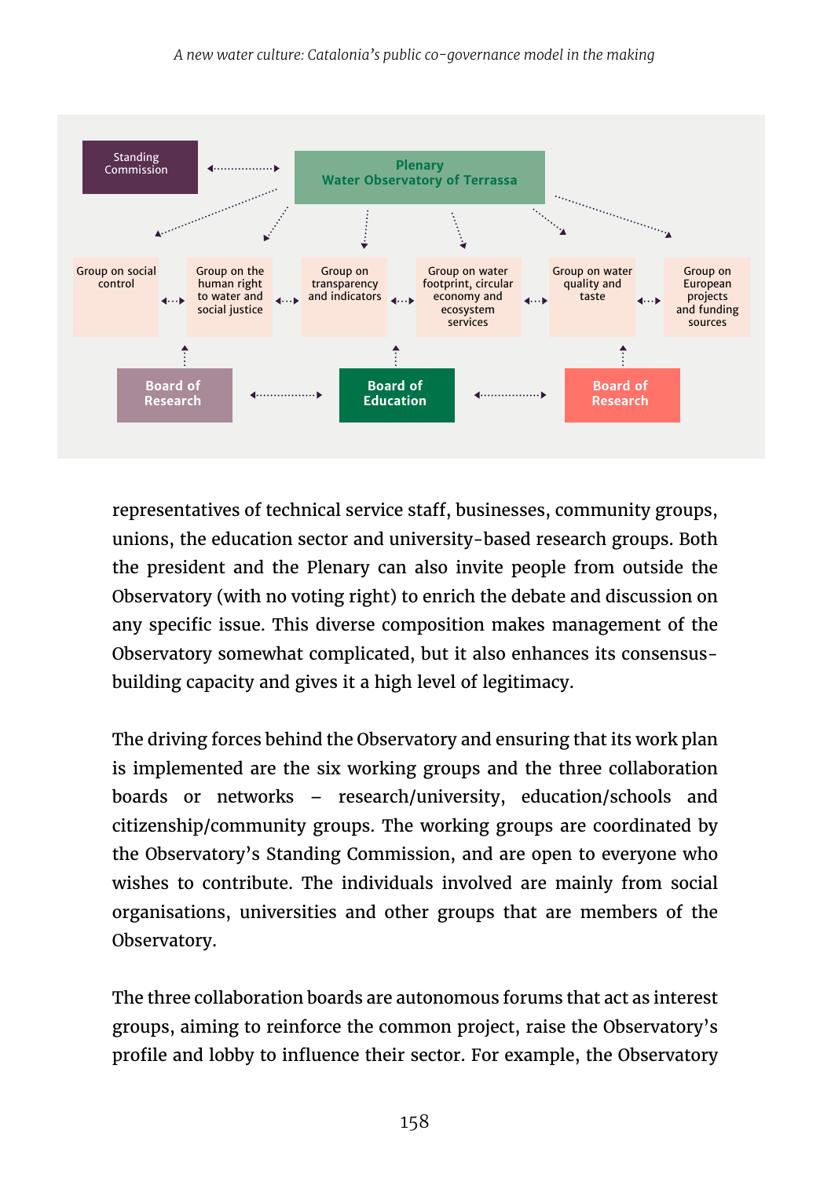Standing Commission

Plenary
Water Observatory of Terrassa

Group on social control

Group on the human right to water and social justice

Group on transparency and indicators

Group on water footprint, circular economy and ecosystem services

Group on water quality and taste

Group on European projects and funding sources

Board of Research

Board of Education

Board of Research

representatives of technical service staff, businesses, community groups, unions, the education sector and university-based research groups. Both the president and the Plenary can also invite people from outside the Observatory (with no voting right) to enrich the debate and discussion on any specific issue. This diverse composition makes management of the Observatory somewhat complicated, but it also enhances its consensus-building capacity and gives it a high level of legitimacy.

The driving forces behind the Observatory and ensuring that its work plan is implemented are the six working groups and the three collaboration boards or networks – research/university, education/schools and citizenship/community groups. The working groups are coordinated by the Observatory's Standing Commission, and are open to everyone who wishes to contribute. The individuals involved are mainly from social organisations, universities and other groups that are members of the Observatory.

The three collaboration boards are autonomous forums that act as interest groups, aiming to reinforce the common project, raise the Observatory's profile and lobby to influence their sector. For example, the Observatory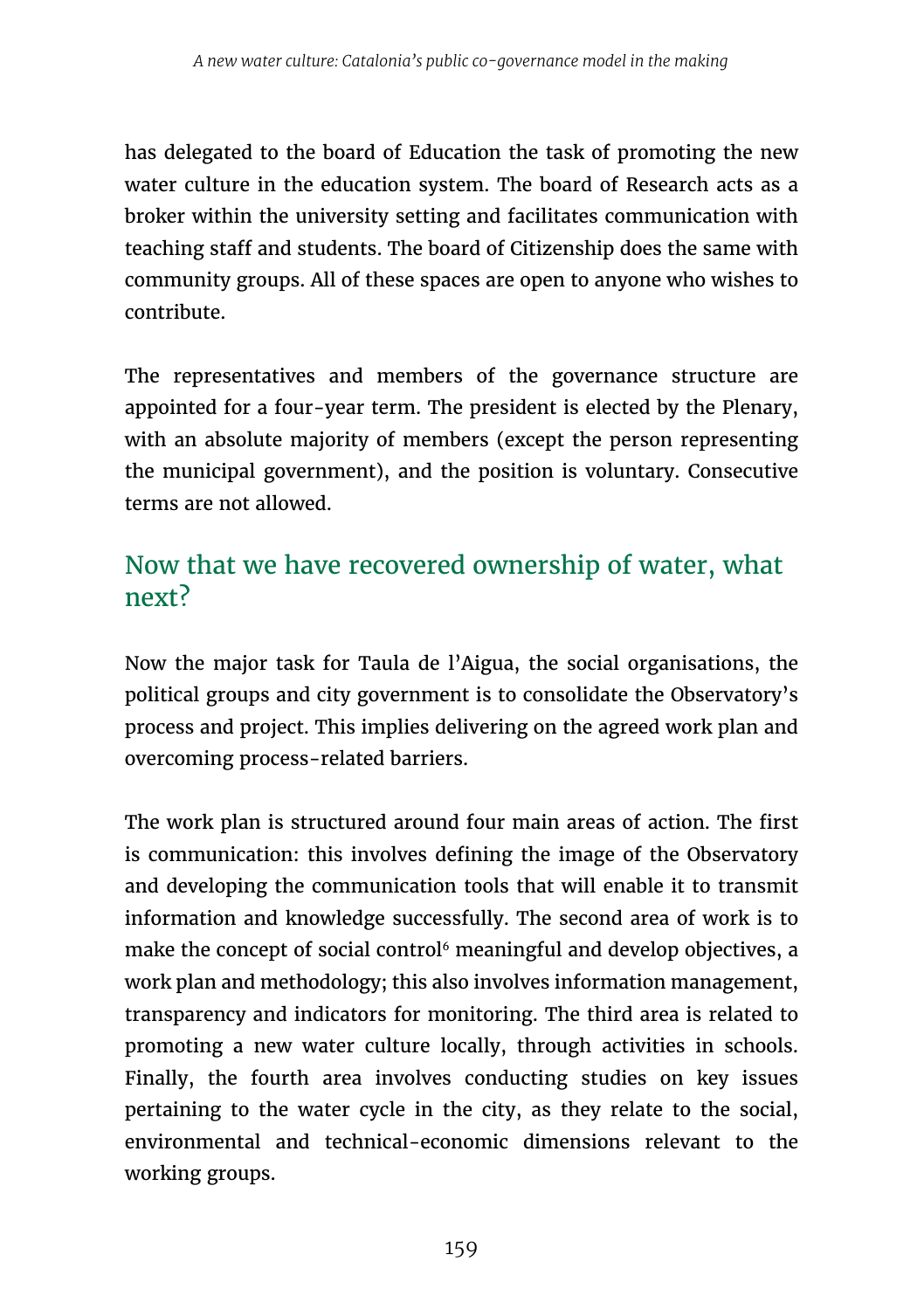has delegated to the board of Education the task of promoting the new water culture in the education system. The board of Research acts as a broker within the university setting and facilitates communication with teaching staff and students. The board of Citizenship does the same with community groups. All of these spaces are open to anyone who wishes to contribute.

The representatives and members of the governance structure are appointed for a four-year term. The president is elected by the Plenary, with an absolute majority of members (except the person representing the municipal government), and the position is voluntary. Consecutive terms are not allowed.

## Now that we have recovered ownership of water, what next?

Now the major task for Taula de l'Aigua, the social organisations, the political groups and city government is to consolidate the Observatory's process and project. This implies delivering on the agreed work plan and overcoming process-related barriers.

The work plan is structured around four main areas of action. The first is communication: this involves defining the image of the Observatory and developing the communication tools that will enable it to transmit information and knowledge successfully. The second area of work is to make the concept of social control[6] meaningful and develop objectives, a work plan and methodology; this also involves information management, transparency and indicators for monitoring. The third area is related to promoting a new water culture locally, through activities in schools. Finally, the fourth area involves conducting studies on key issues pertaining to the water cycle in the city, as they relate to the social, environmental and technical-economic dimensions relevant to the working groups.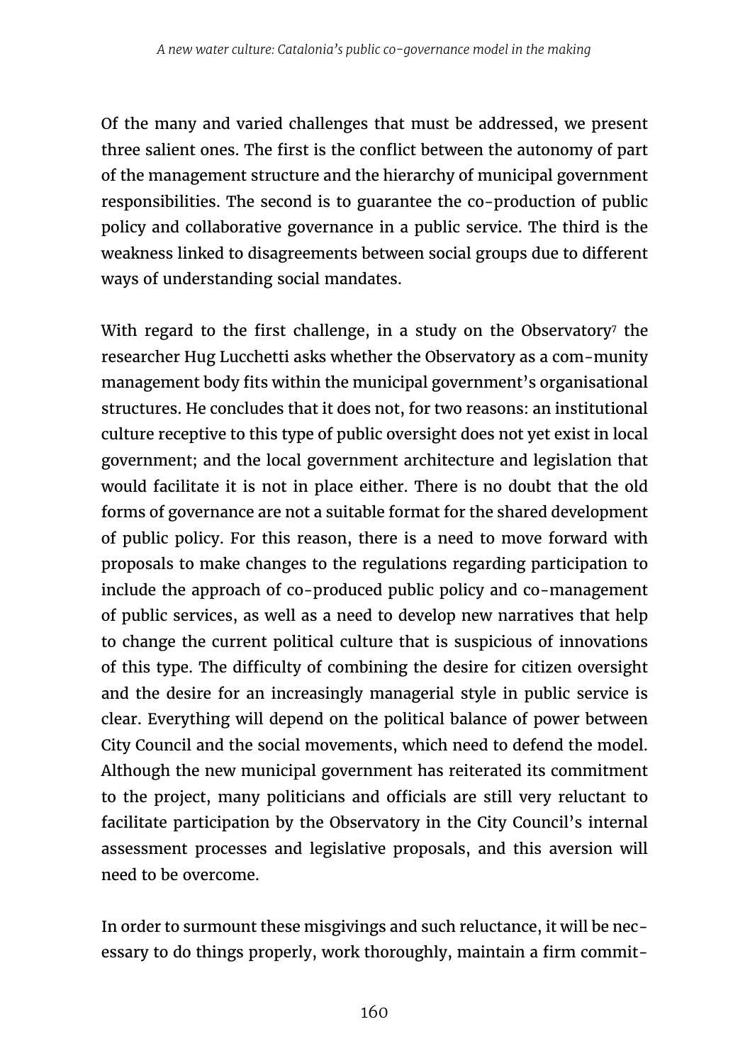Of the many and varied challenges that must be addressed, we present three salient ones. The first is the conflict between the autonomy of part of the management structure and the hierarchy of municipal government responsibilities. The second is to guarantee the co-production of public policy and collaborative governance in a public service. The third is the weakness linked to disagreements between social groups due to different ways of understanding social mandates.

With regard to the first challenge, in a study on the Observatory[7] the researcher Hug Lucchetti asks whether the Observatory as a community management body fits within the municipal government's organisational structures. He concludes that it does not, for two reasons: an institutional culture receptive to this type of public oversight does not yet exist in local government; and the local government architecture and legislation that would facilitate it is not in place either. There is no doubt that the old forms of governance are not a suitable format for the shared development of public policy. For this reason, there is a need to move forward with proposals to make changes to the regulations regarding participation to include the approach of co-produced public policy and co-management of public services, as well as a need to develop new narratives that help to change the current political culture that is suspicious of innovations of this type. The difficulty of combining the desire for citizen oversight and the desire for an increasingly managerial style in public service is clear. Everything will depend on the political balance of power between City Council and the social movements, which need to defend the model. Although the new municipal government has reiterated its commitment to the project, many politicians and officials are still very reluctant to facilitate participation by the Observatory in the City Council's internal assessment processes and legislative proposals, and this aversion will need to be overcome.

In order to surmount these misgivings and such reluctance, it will be necessary to do things properly, work thoroughly, maintain a firm commit-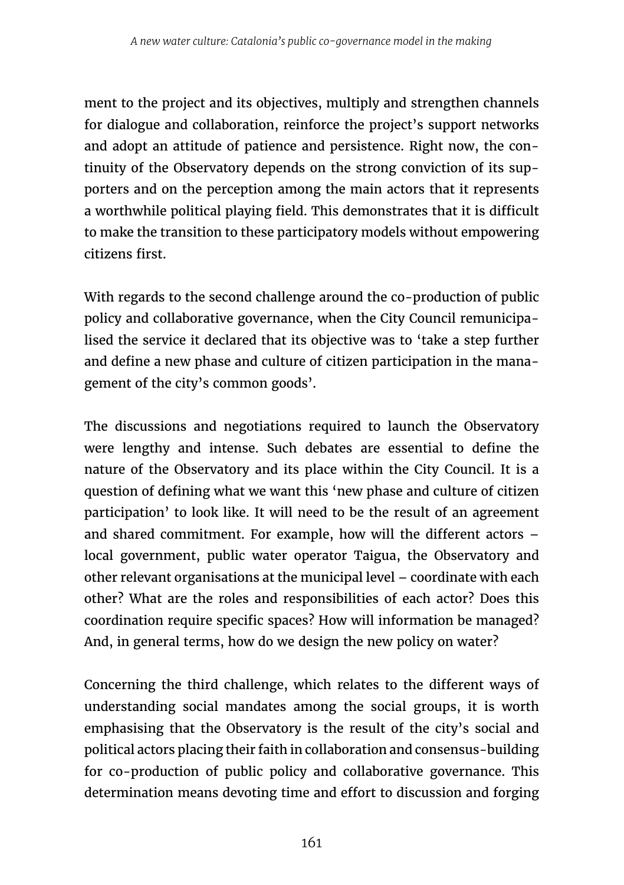ment to the project and its objectives, multiply and strengthen channels for dialogue and collaboration, reinforce the project's support networks and adopt an attitude of patience and persistence. Right now, the continuity of the Observatory depends on the strong conviction of its supporters and on the perception among the main actors that it represents a worthwhile political playing field. This demonstrates that it is difficult to make the transition to these participatory models without empowering citizens first.

With regards to the second challenge around the co-production of public policy and collaborative governance, when the City Council remunicipalised the service it declared that its objective was to 'take a step further and define a new phase and culture of citizen participation in the management of the city's common goods'.

The discussions and negotiations required to launch the Observatory were lengthy and intense. Such debates are essential to define the nature of the Observatory and its place within the City Council. It is a question of defining what we want this 'new phase and culture of citizen participation' to look like. It will need to be the result of an agreement and shared commitment. For example, how will the different actors – local government, public water operator Taigua, the Observatory and other relevant organisations at the municipal level – coordinate with each other? What are the roles and responsibilities of each actor? Does this coordination require specific spaces? How will information be managed? And, in general terms, how do we design the new policy on water?

Concerning the third challenge, which relates to the different ways of understanding social mandates among the social groups, it is worth emphasising that the Observatory is the result of the city's social and political actors placing their faith in collaboration and consensus-building for co-production of public policy and collaborative governance. This determination means devoting time and effort to discussion and forging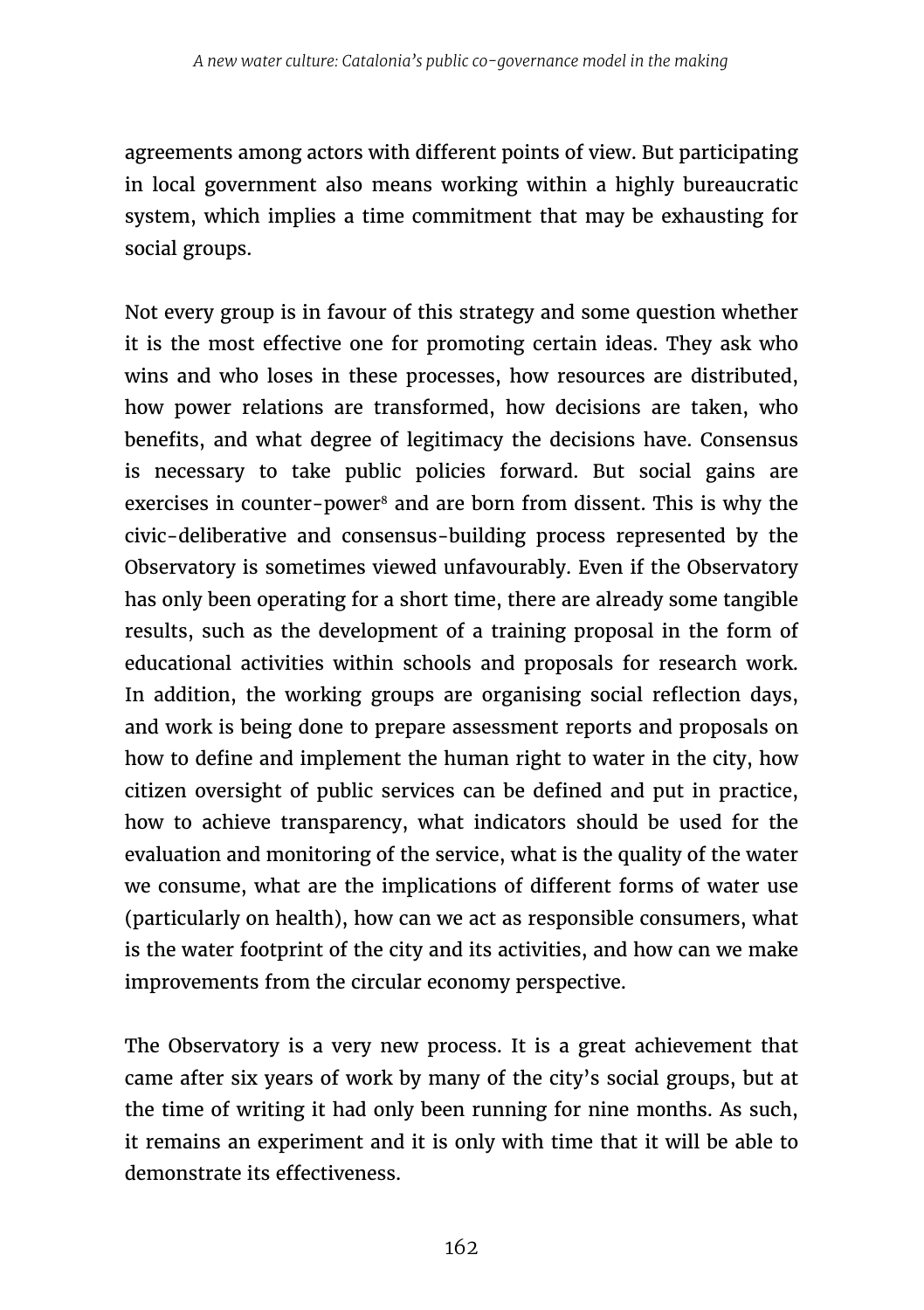agreements among actors with different points of view. But participating in local government also means working within a highly bureaucratic system, which implies a time commitment that may be exhausting for social groups.

Not every group is in favour of this strategy and some question whether it is the most effective one for promoting certain ideas. They ask who wins and who loses in these processes, how resources are distributed, how power relations are transformed, how decisions are taken, who benefits, and what degree of legitimacy the decisions have. Consensus is necessary to take public policies forward. But social gains are exercises in counter-power[8] and are born from dissent. This is why the civic-deliberative and consensus-building process represented by the Observatory is sometimes viewed unfavourably. Even if the Observatory has only been operating for a short time, there are already some tangible results, such as the development of a training proposal in the form of educational activities within schools and proposals for research work. In addition, the working groups are organising social reflection days, and work is being done to prepare assessment reports and proposals on how to define and implement the human right to water in the city, how citizen oversight of public services can be defined and put in practice, how to achieve transparency, what indicators should be used for the evaluation and monitoring of the service, what is the quality of the water we consume, what are the implications of different forms of water use (particularly on health), how can we act as responsible consumers, what is the water footprint of the city and its activities, and how can we make improvements from the circular economy perspective.

The Observatory is a very new process. It is a great achievement that came after six years of work by many of the city's social groups, but at the time of writing it had only been running for nine months. As such, it remains an experiment and it is only with time that it will be able to demonstrate its effectiveness.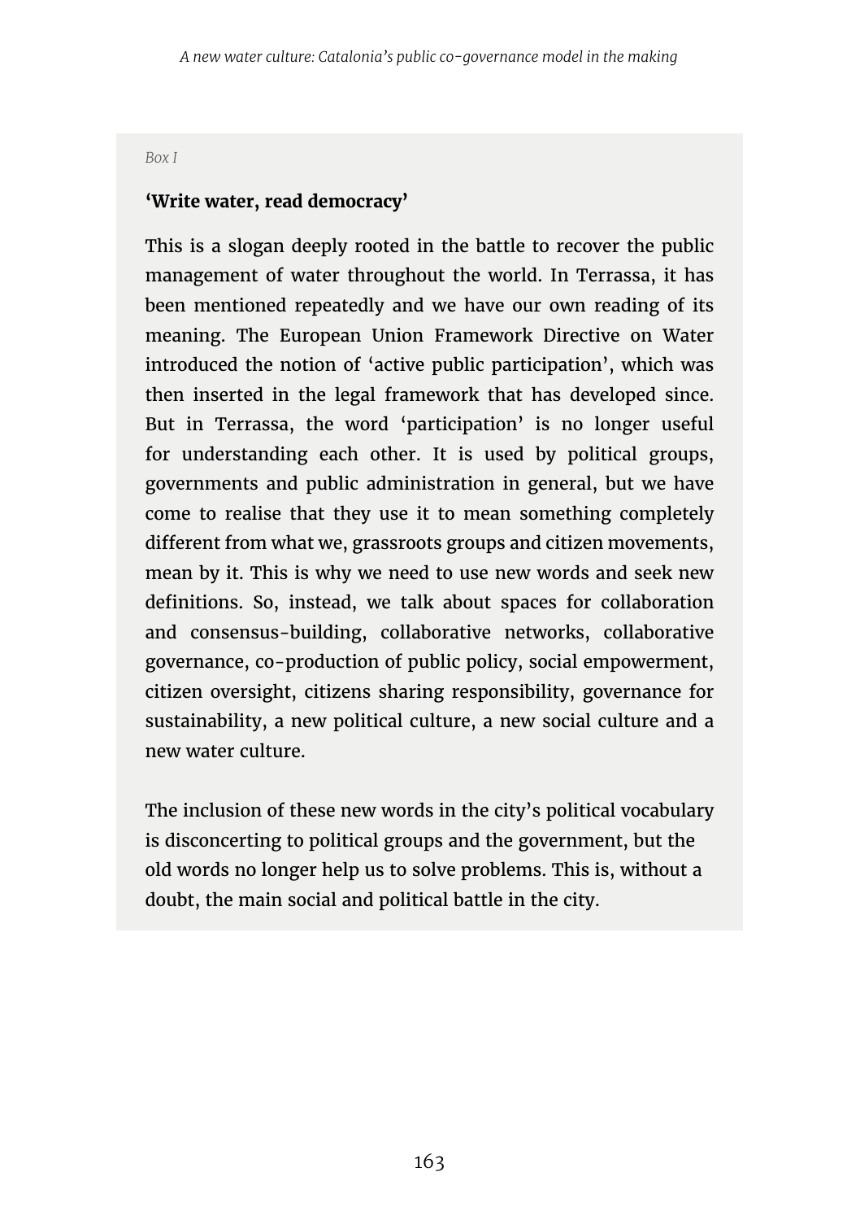*Box I*

**‘Write water, read democracy’**

This is a slogan deeply rooted in the battle to recover the public management of water throughout the world. In Terrassa, it has been mentioned repeatedly and we have our own reading of its meaning. The European Union Framework Directive on Water introduced the notion of ‘active public participation’, which was then inserted in the legal framework that has developed since. But in Terrassa, the word ‘participation’ is no longer useful for understanding each other. It is used by political groups, governments and public administration in general, but we have come to realise that they use it to mean something completely different from what we, grassroots groups and citizen movements, mean by it. This is why we need to use new words and seek new definitions. So, instead, we talk about spaces for collaboration and consensus-building, collaborative networks, collaborative governance, co-production of public policy, social empowerment, citizen oversight, citizens sharing responsibility, governance for sustainability, a new political culture, a new social culture and a new water culture.

The inclusion of these new words in the city’s political vocabulary is disconcerting to political groups and the government, but the old words no longer help us to solve problems. This is, without a doubt, the main social and political battle in the city.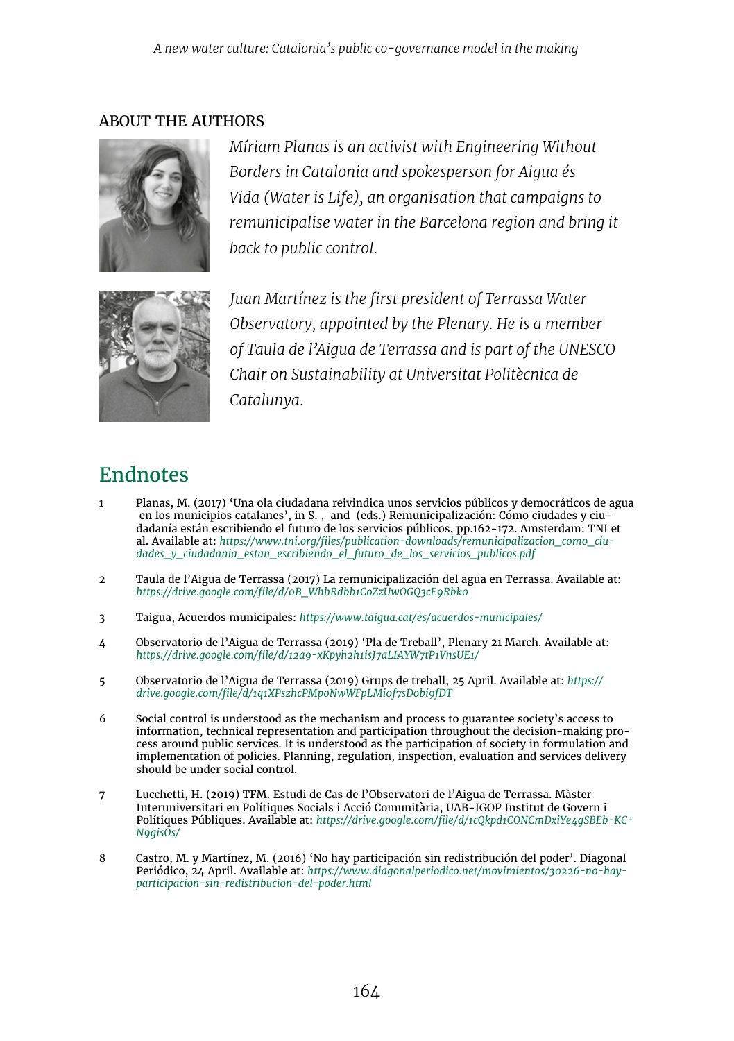## ABOUT THE AUTHORS

*Míriam Planas is an activist with Engineering Without Borders in Catalonia and spokesperson for Aigua és Vida (Water is Life), an organisation that campaigns to remunicipalise water in the Barcelona region and bring it back to public control.*

*Juan Martínez is the first president of Terrassa Water Observatory, appointed by the Plenary. He is a member of Taula de l'Aigua de Terrassa and is part of the UNESCO Chair on Sustainability at Universitat Politècnica de Catalunya.*

# Endnotes

1. Planas, M. (2017) 'Una ola ciudadana reivindica unos servicios públicos y democráticos de agua en los municipios catalanes', in S. , and (eds.) Remunicipalización: Cómo ciudades y ciudadanía están escribiendo el futuro de los servicios públicos, pp.162-172. Amsterdam: TNI et al. Available at: *https://www.tni.org/files/publication-downloads/remunicipalizacion_como_ciudades_y_ciudadania_estan_escribiendo_el_futuro_de_los_servicios_publicos.pdf*

2. Taula de l'Aigua de Terrassa (2017) La remunicipalización del agua en Terrassa. Available at: *https://drive.google.com/file/d/0B_WhhRdbb1CoZzUwOGQ3cE9Rbk0*

3. Taigua, Acuerdos municipales: *https://www.taigua.cat/es/acuerdos-municipales/*

4. Observatorio de l'Aigua de Terrassa (2019) 'Pla de Treball', Plenary 21 March. Available at: *https://drive.google.com/file/d/12a9-xKpyh2h1isJ7aLIAYW7tP1VnsUE1/*

5. Observatorio de l'Aigua de Terrassa (2019) Grups de treball, 25 April. Available at: *https://drive.google.com/file/d/1q1XPszhcPMpoNwWFpLMiof7sDobi9fDT*

6. Social control is understood as the mechanism and process to guarantee society's access to information, technical representation and participation throughout the decision-making process around public services. It is understood as the participation of society in formulation and implementation of policies. Planning, regulation, inspection, evaluation and services delivery should be under social control.

7. Lucchetti, H. (2019) TFM. Estudi de Cas de l'Observatori de l'Aigua de Terrassa. Màster Interuniversitari en Polítiques Socials i Acció Comunitària, UAB-IGOP Institut de Govern i Polítiques Públiques. Available at: *https://drive.google.com/file/d/1cQkpd1CONCmDxiYe4gSBEb-KC-N9gisOs/*

8. Castro, M. y Martínez, M. (2016) 'No hay participación sin redistribución del poder'. Diagonal Periódico, 24 April. Available at: *https://www.diagonalperiodico.net/movimientos/30226-no-hay-participacion-sin-redistribucion-del-poder.html*